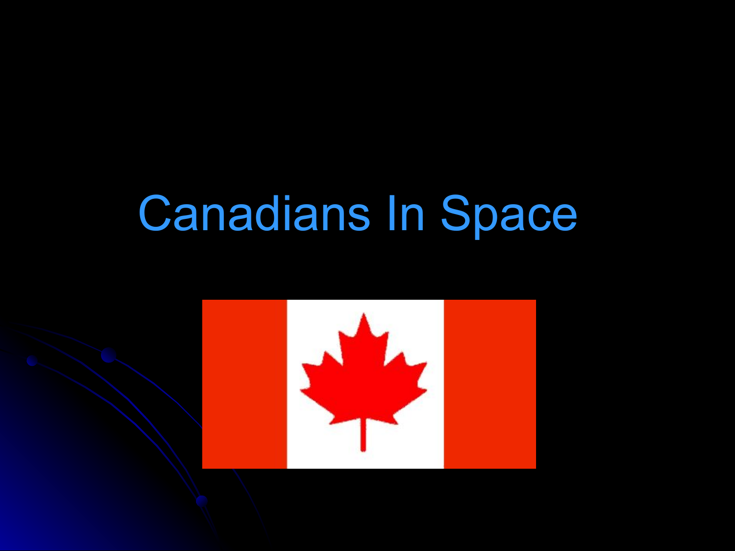# Canadians In Space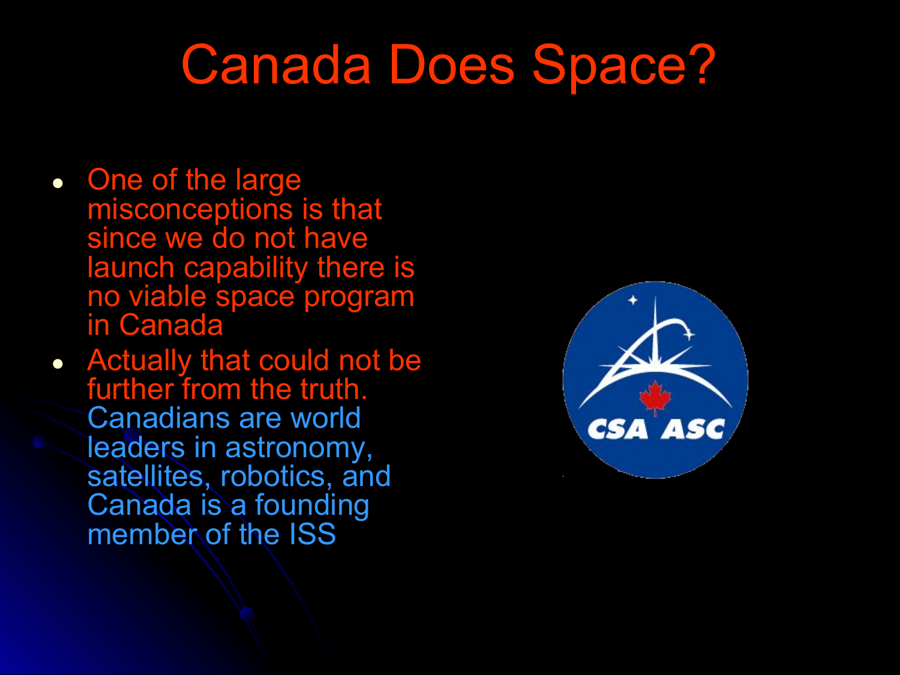# Canada Does Space?

- One of the large misconceptions is that since we do not have launch capability there is no viable space program in Canada
- Actually that could not be further from the truth. Canadians are world leaders in astronomy, satellites, robotics, and Canada is a founding member of the ISS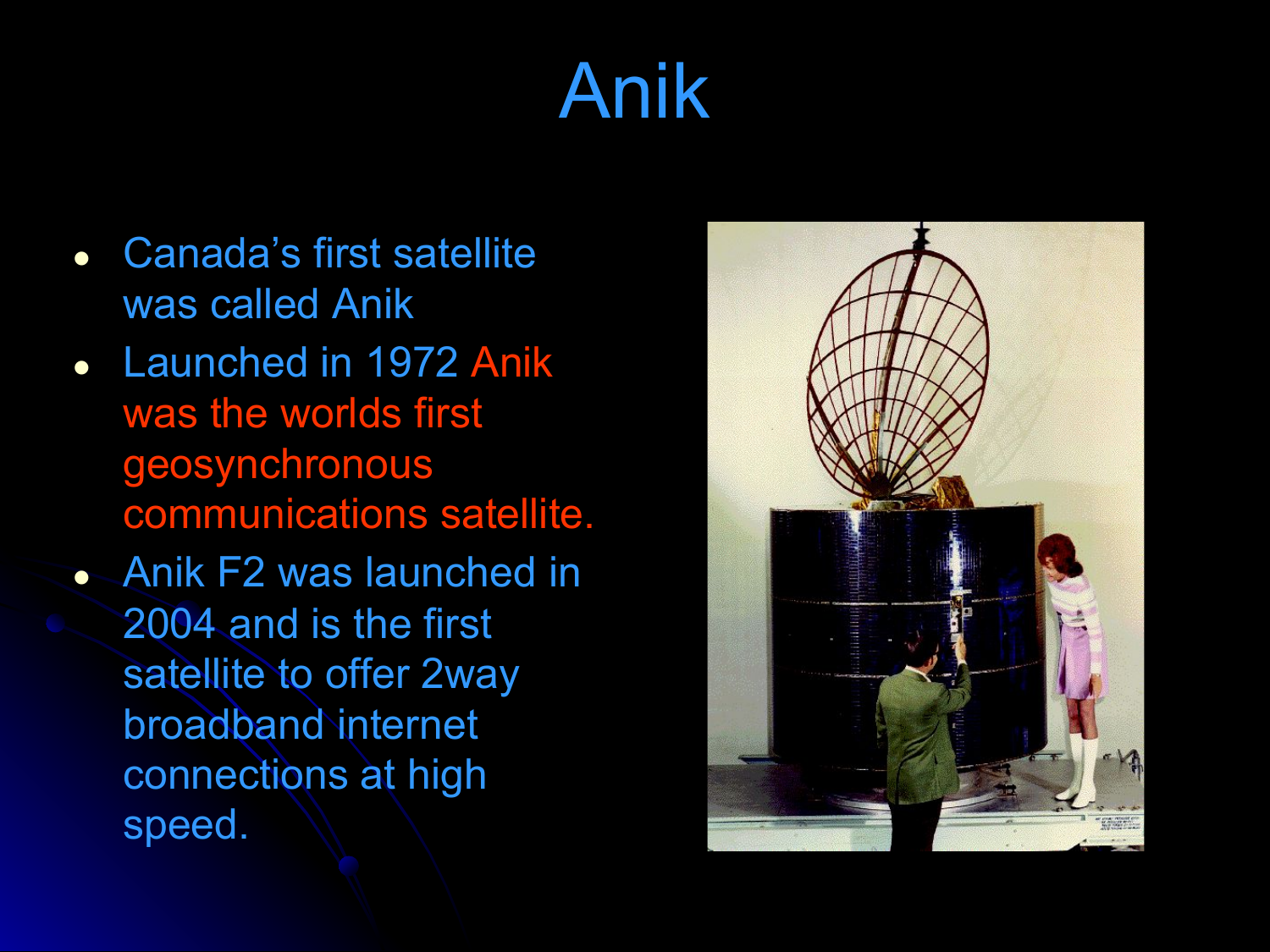# Anik

- Canada's first satellite was called Anik
- Launched in 1972 Anik was the worlds first geosynchronous communications satellite.
- Anik F2 was launched in 2004 and is the first satellite to offer 2way broadband internet connections at high speed.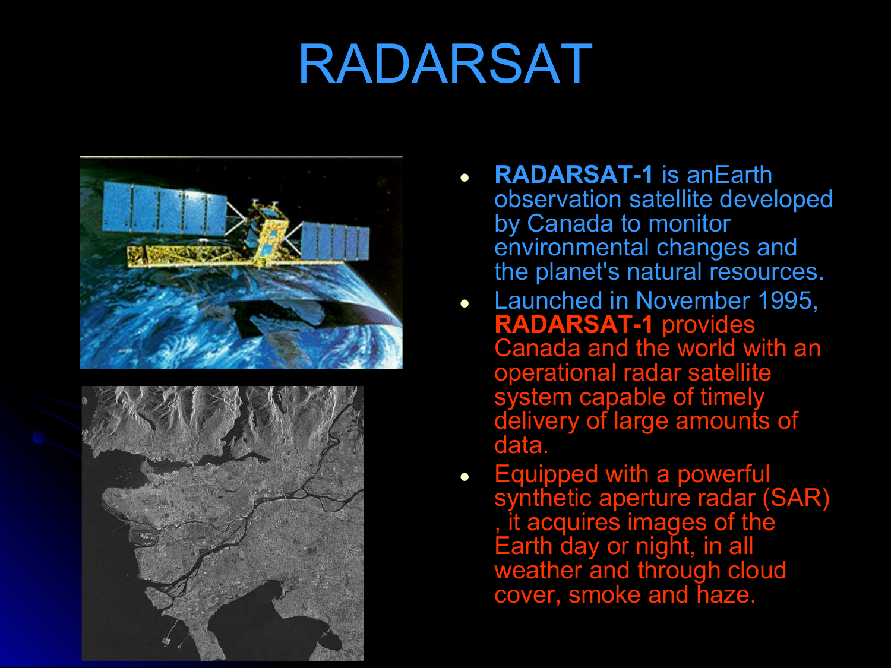# RADARSAT

- **RADARSAT-1** is anEarth observation satellite developed by Canada to monitor environmental changes and the planet's natural resources.
- Launched in November 1995, **RADARSAT-1** provides Canada and the world with an operational radar satellite system capable of timely delivery of large amounts of data.
- Equipped with a powerful synthetic aperture radar (SAR) , it acquires images of the Earth day or night, in all weather and through cloud cover, smoke and haze.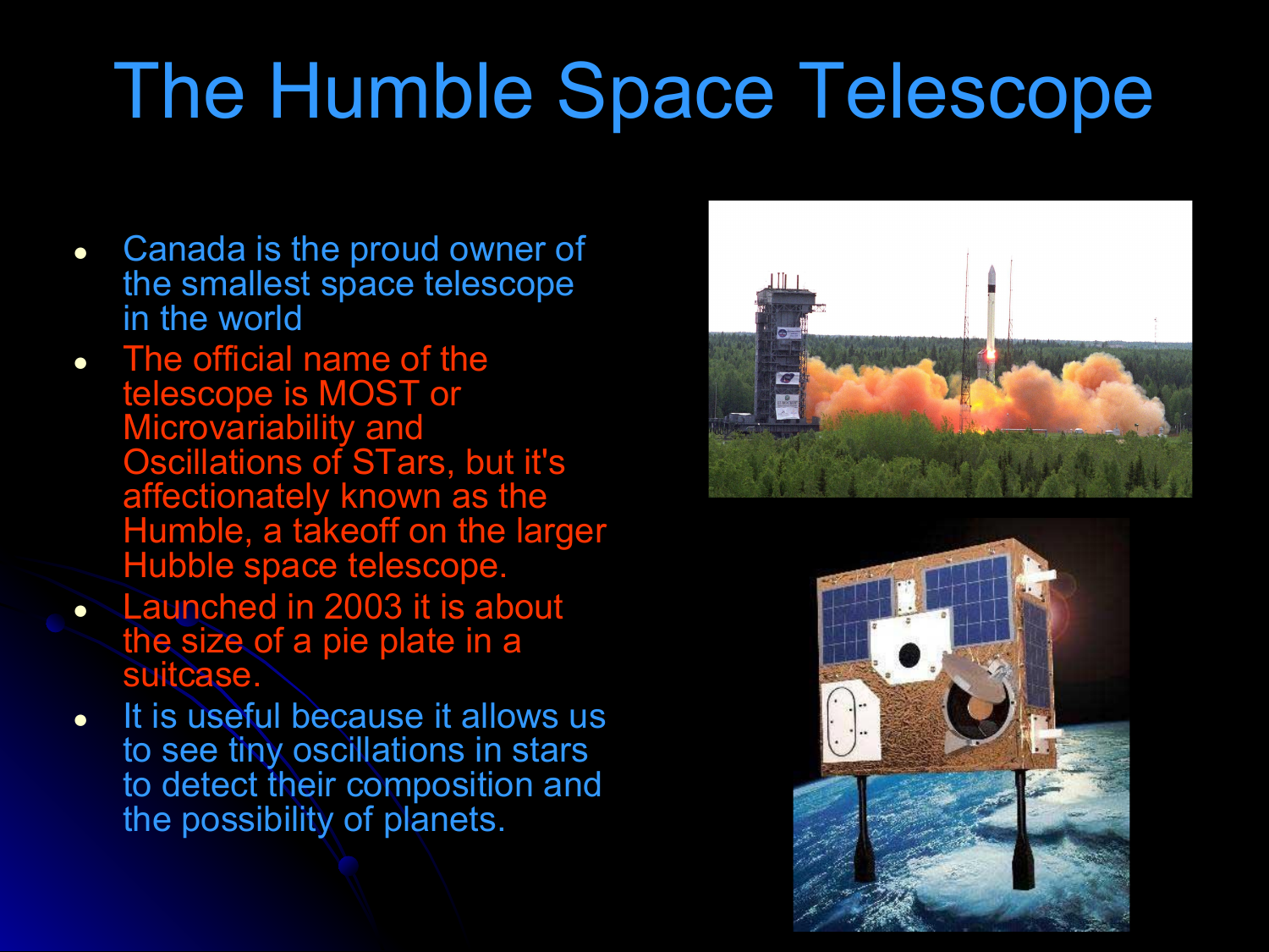# The Humble Space Telescope

- Canada is the proud owner of the smallest space telescope in the world
- The official name of the telescope is MOST or Microvariability and Oscillations of STars, but it's affectionately known as the Humble, a takeoff on the larger Hubble space telescope.
- Launched in 2003 it is about the size of a pie plate in a suitcase.
- It is useful because it allows us to see tiny oscillations in stars to detect their composition and the possibility of planets.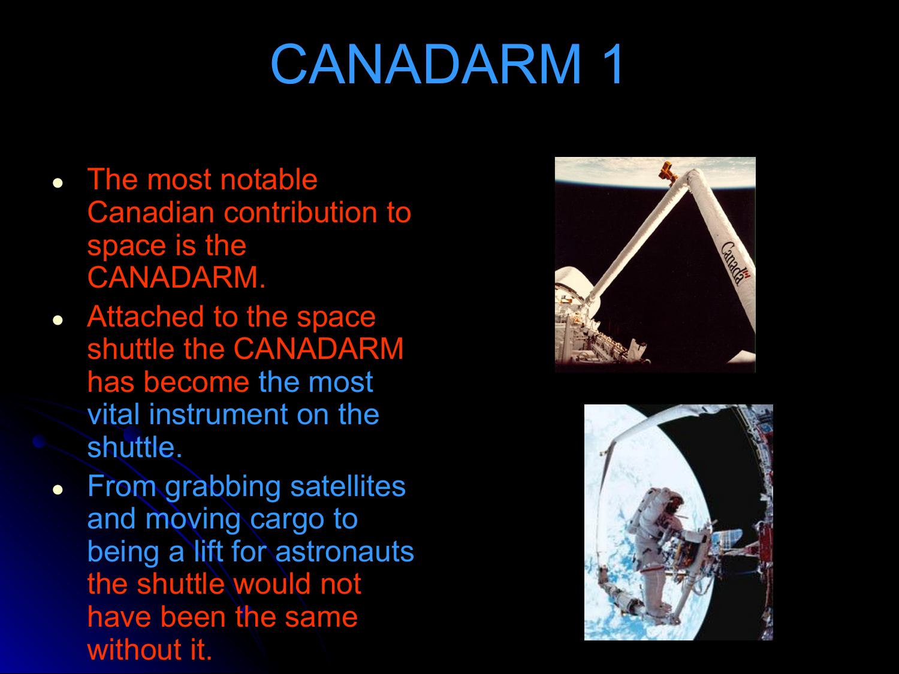# CANADARM 1

- The most notable Canadian contribution to space is the CANADARM.
- Attached to the space shuttle the CANADARM has become the most vital instrument on the shuttle.
- From grabbing satellites and moving cargo to being a lift for astronauts the shuttle would not have been the same without it.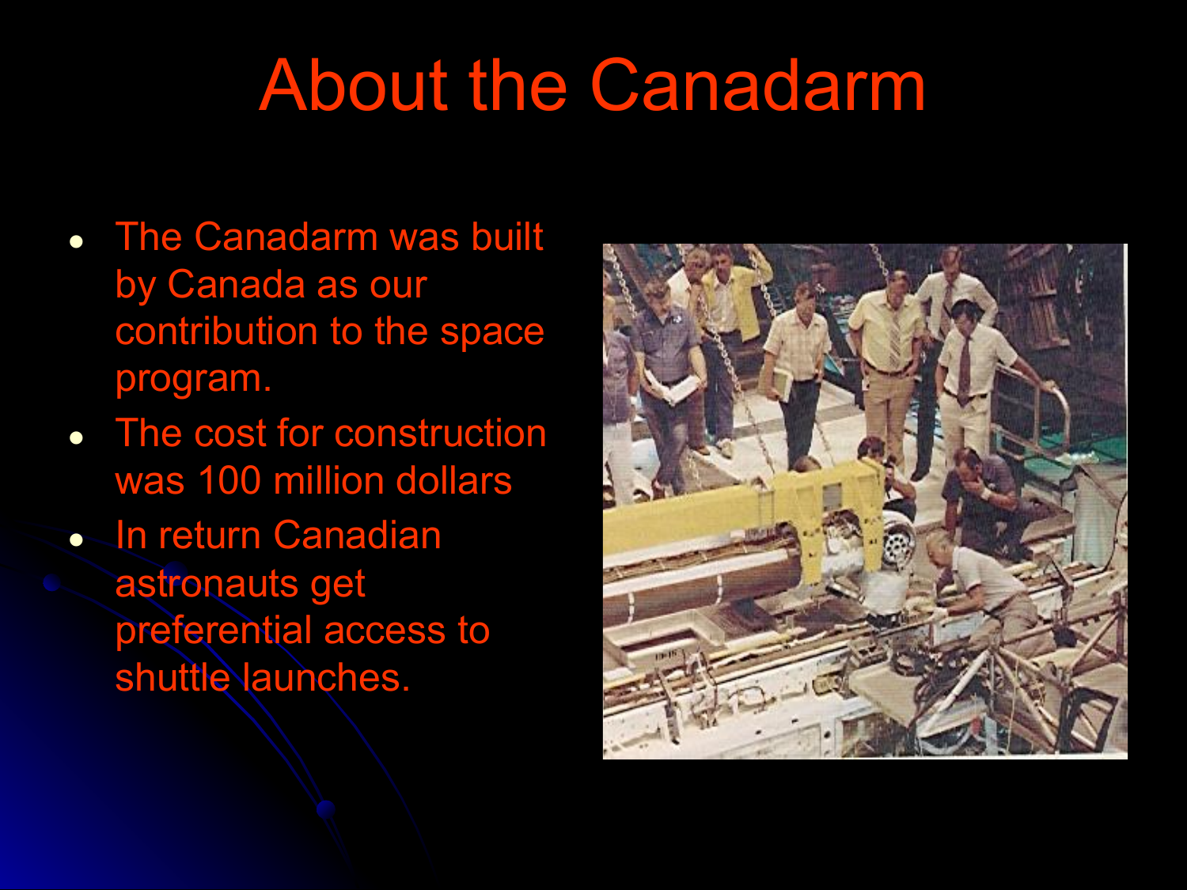# About the Canadarm

- The Canadarm was built by Canada as our contribution to the space program.
- The cost for construction was 100 million dollars
- In return Canadian astronauts get preferential access to shuttle launches.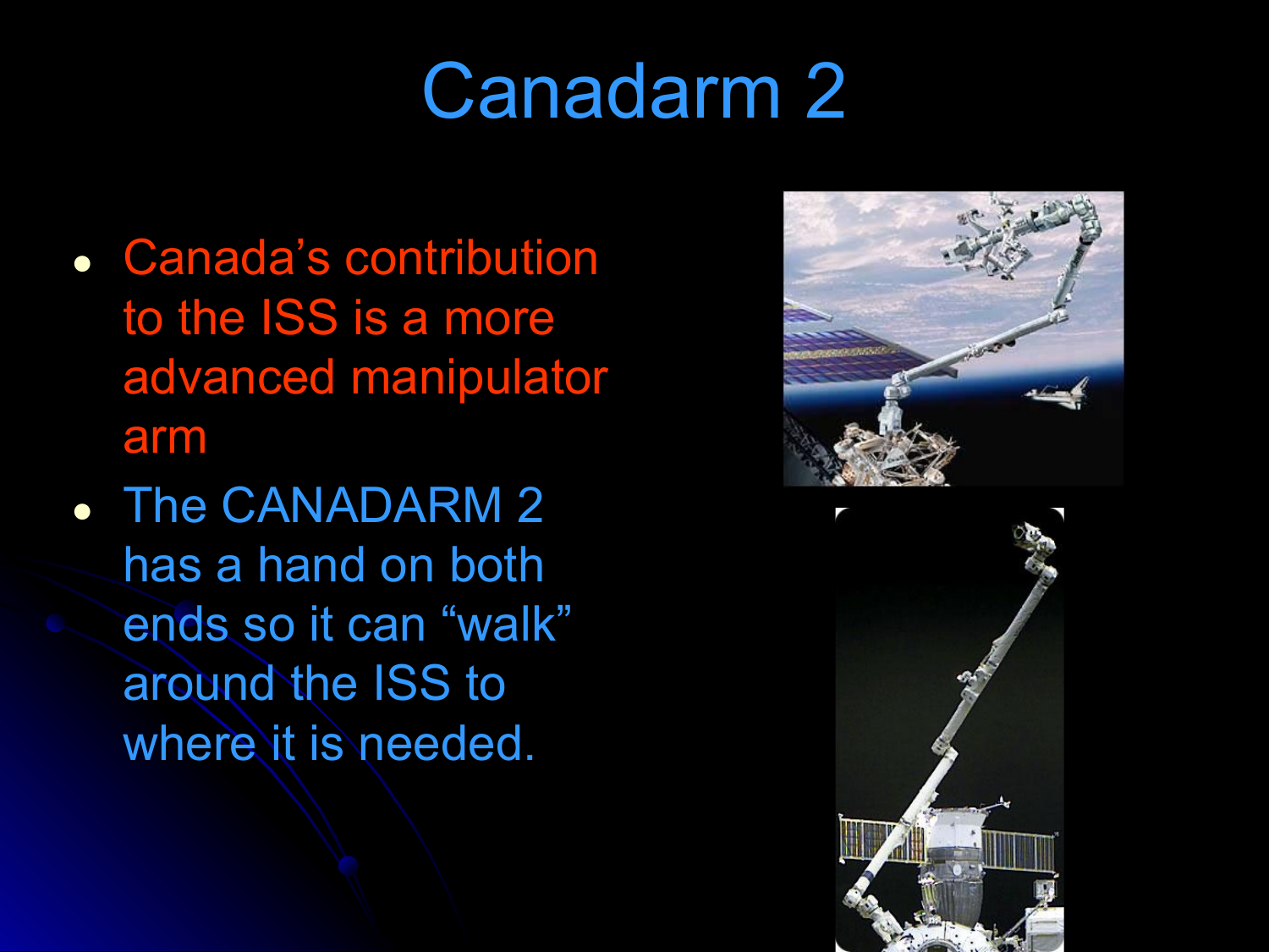# Canadarm 2

- Canada's contribution to the ISS is a more advanced manipulator arm
- The CANADARM 2 has a hand on both ends so it can "walk" around the ISS to where it is needed.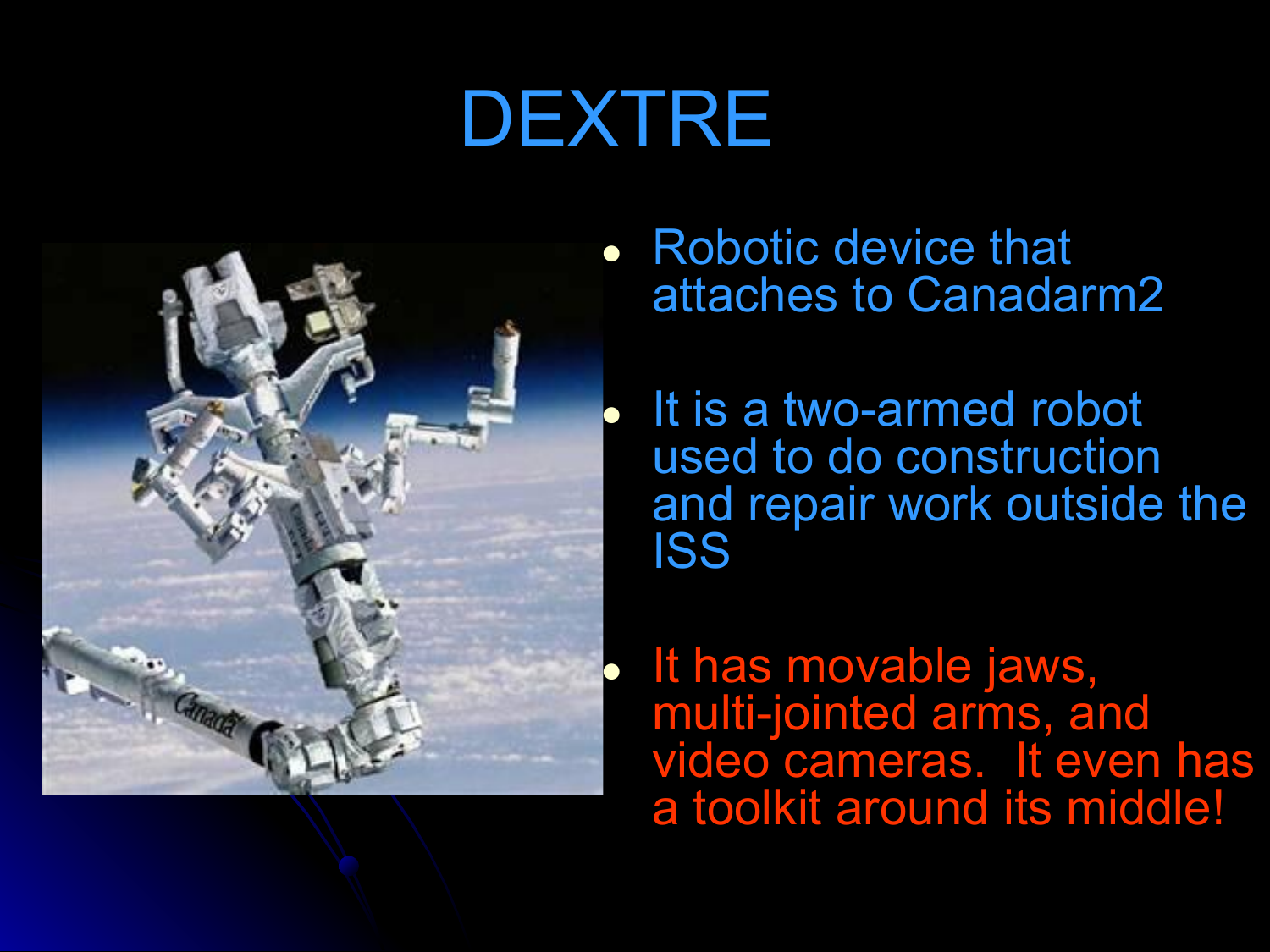# DEXTRE

- Robotic device that attaches to Canadarm2
- It is a two-armed robot used to do construction and repair work outside the ISS
- It has movable jaws, multi-jointed arms, and video cameras. It even has a toolkit around its middle!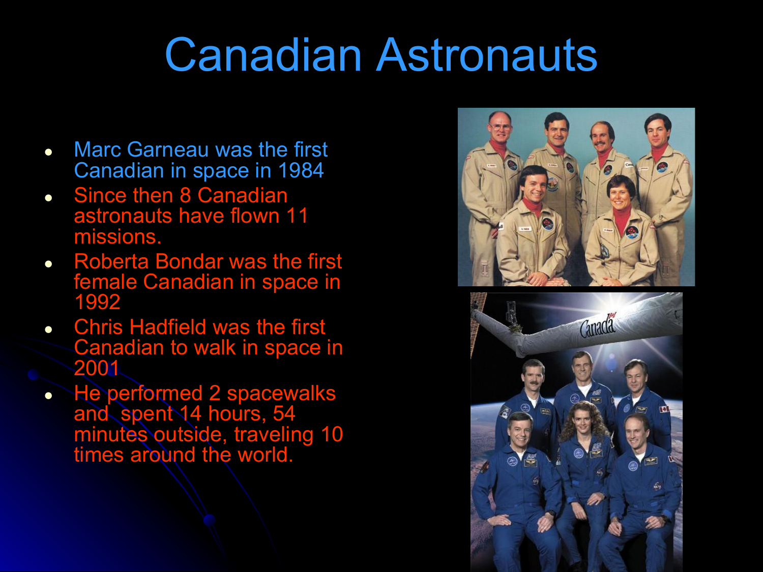# Canadian Astronauts

- Marc Garneau was the first Canadian in space in 1984
- Since then 8 Canadian astronauts have flown 11 missions.
- Roberta Bondar was the first female Canadian in space in 1992
- Chris Hadfield was the first Canadian to walk in space in 2001
- He performed 2 spacewalks and spent 14 hours, 54 minutes outside, traveling 10 times around the world.